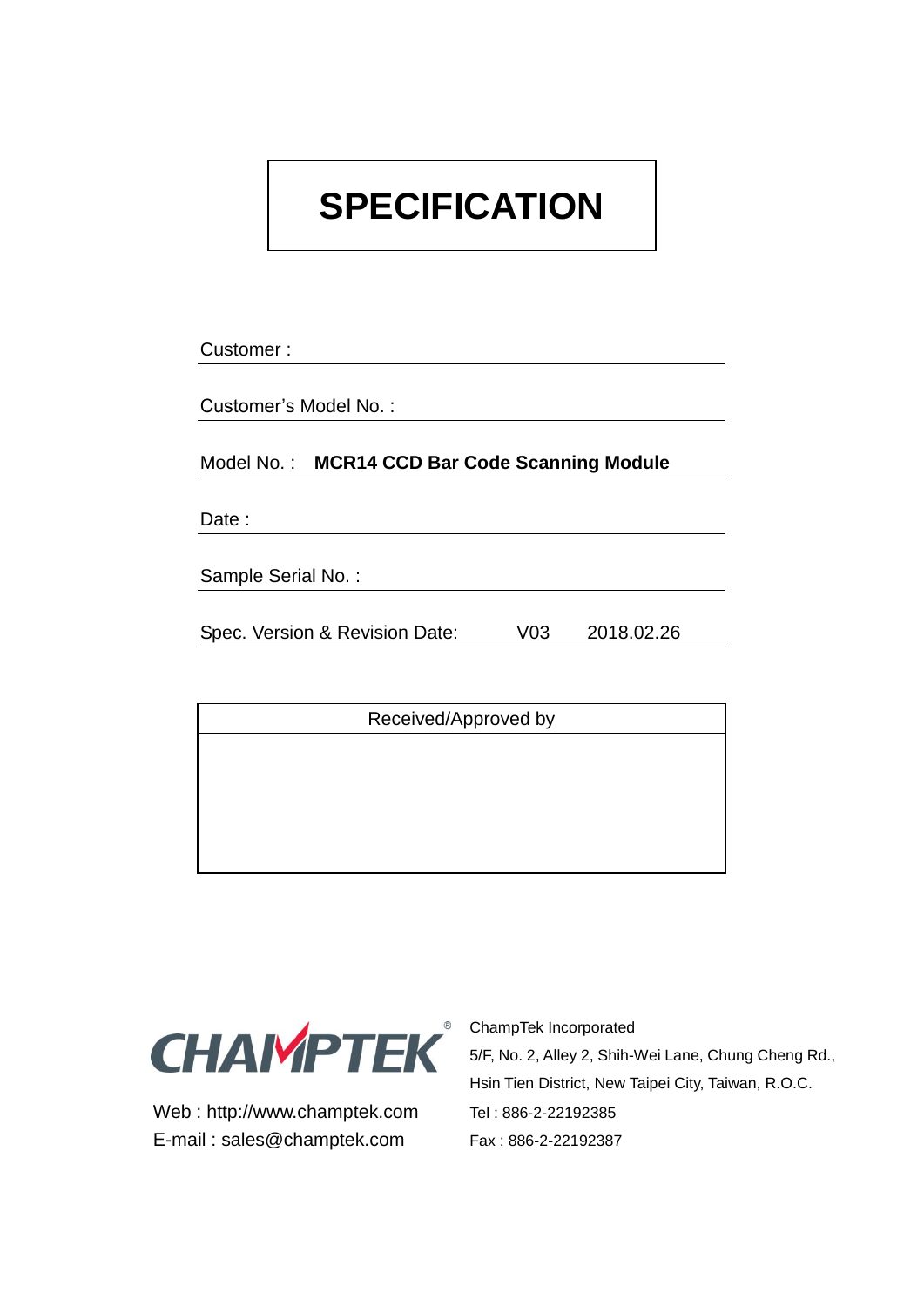# SPECIFICATION

Customer :

Customer's Model No. :

Model No. : **MCR14 CCD Bar Code Scanning Module**

Date :

Sample Serial No. :

Spec. Version & Revision Date: V03 2018.02.26

| Received/Approved by |
| --- |
| |

CHAMPTEK®

Web : http://www.champtek.com
E-mail : sales@champtek.com

ChampTek Incorporated
5/F, No. 2, Alley 2, Shih-Wei Lane, Chung Cheng Rd.,
Hsin Tien District, New Taipei City, Taiwan, R.O.C.
Tel : 886-2-22192385
Fax : 886-2-22192387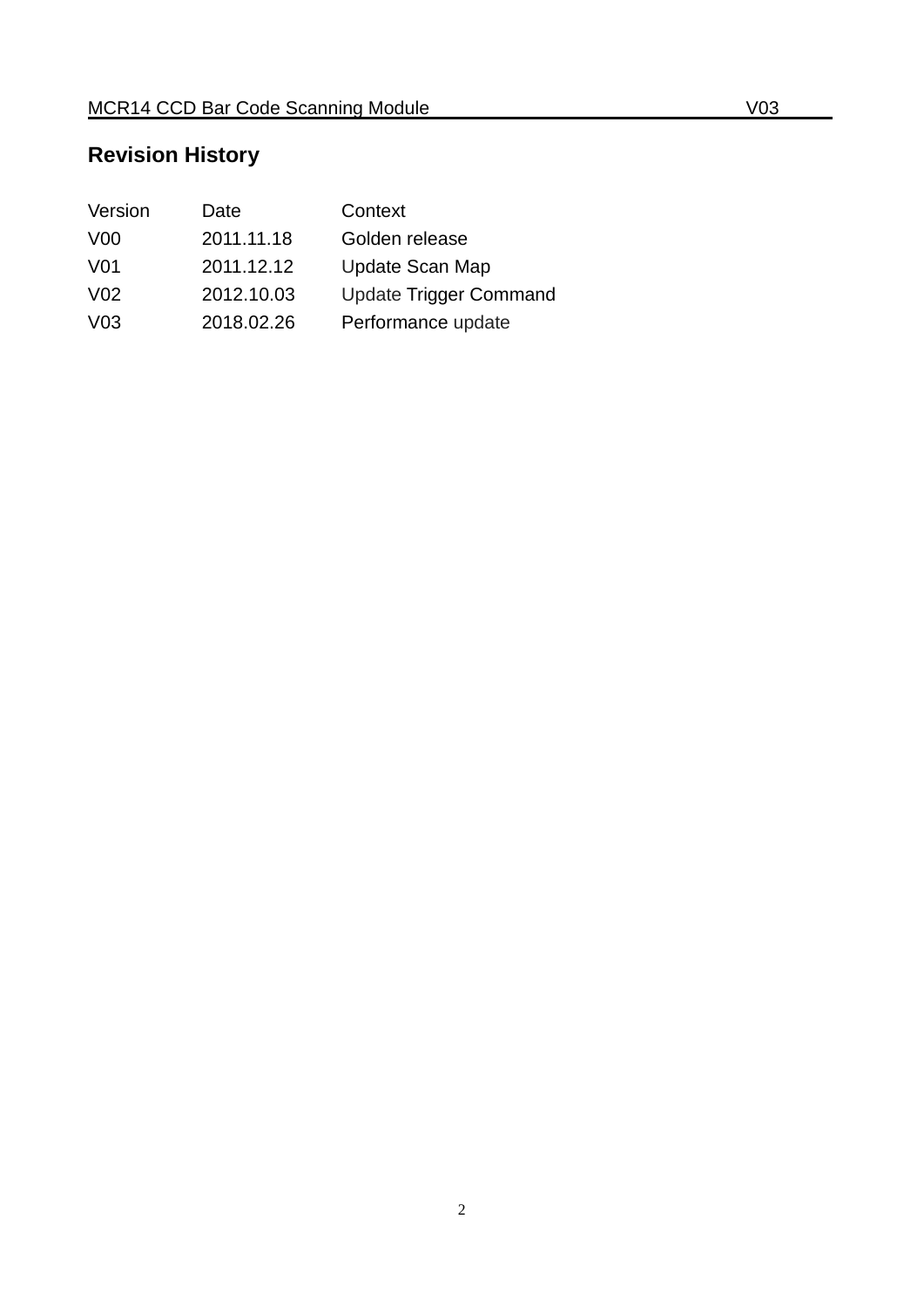## Revision History

| Version | Date | Context |
|---|---|---|
| V00 | 2011.11.18 | Golden release |
| V01 | 2011.12.12 | Update Scan Map |
| V02 | 2012.10.03 | Update Trigger Command |
| V03 | 2018.02.26 | Performance update |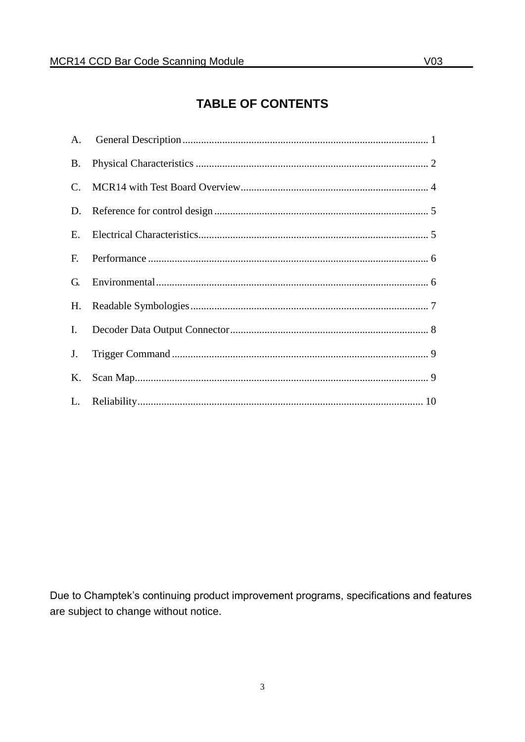# TABLE OF CONTENTS

A. General Description ........................................................................................ 1

B. Physical Characteristics ..................................................................................... 2

C. MCR14 with Test Board Overview...................................................................... 4

D. Reference for control design ............................................................................... 5

E. Electrical Characteristics...................................................................................... 5

F. Performance ......................................................................................................... 6

G. Environmental...................................................................................................... 6

H. Readable Symbologies......................................................................................... 7

I. Decoder Data Output Connector.......................................................................... 8

J. Trigger Command ................................................................................................ 9

K. Scan Map.............................................................................................................. 9

L. Reliability............................................................................................................ 10

Due to Champtek's continuing product improvement programs, specifications and features are subject to change without notice.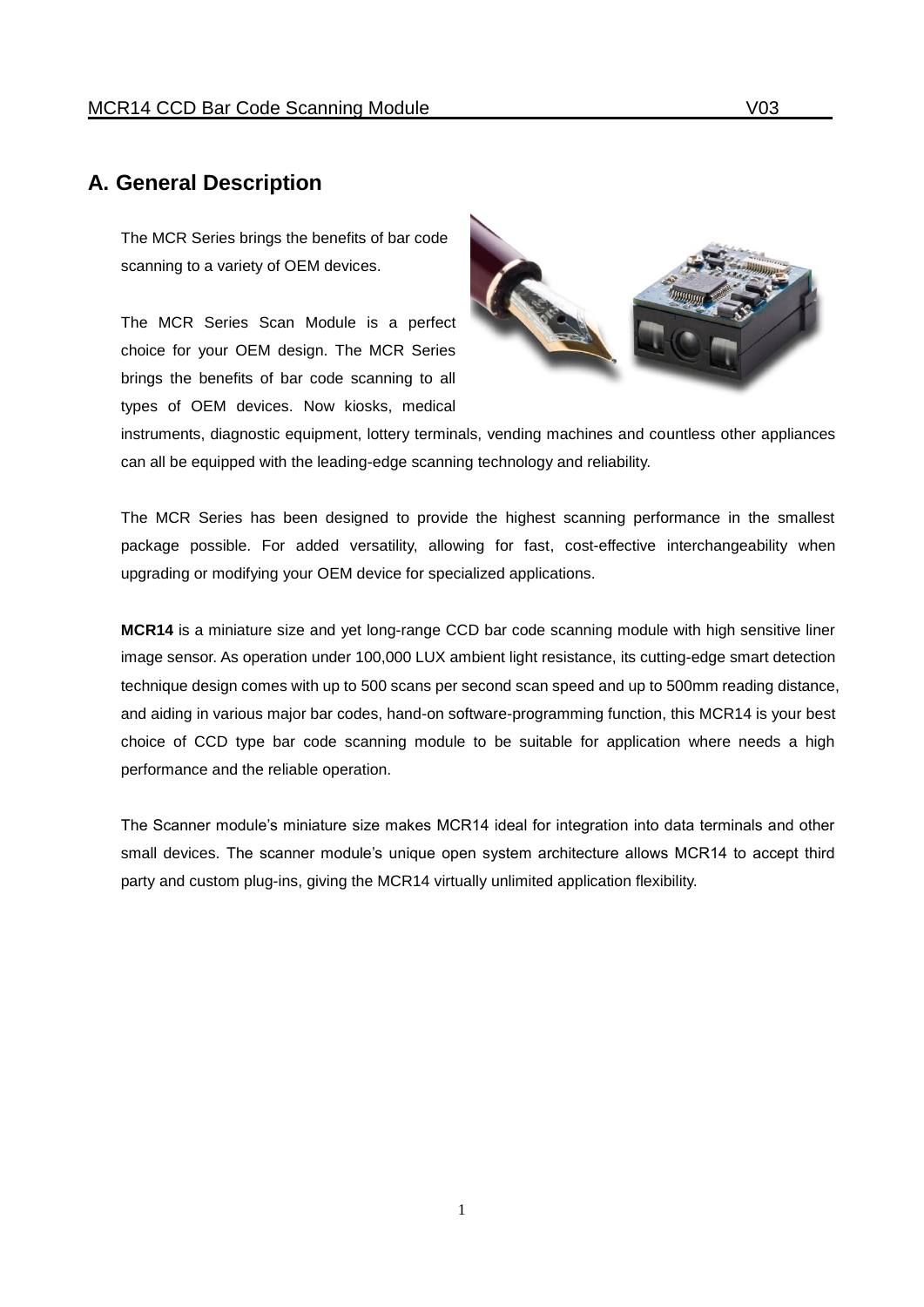## A. General Description

The MCR Series brings the benefits of bar code scanning to a variety of OEM devices.

The MCR Series Scan Module is a perfect choice for your OEM design. The MCR Series brings the benefits of bar code scanning to all types of OEM devices. Now kiosks, medical instruments, diagnostic equipment, lottery terminals, vending machines and countless other appliances can all be equipped with the leading-edge scanning technology and reliability.

The MCR Series has been designed to provide the highest scanning performance in the smallest package possible. For added versatility, allowing for fast, cost-effective interchangeability when upgrading or modifying your OEM device for specialized applications.

**MCR14** is a miniature size and yet long-range CCD bar code scanning module with high sensitive liner image sensor. As operation under 100,000 LUX ambient light resistance, its cutting-edge smart detection technique design comes with up to 500 scans per second scan speed and up to 500mm reading distance, and aiding in various major bar codes, hand-on software-programming function, this MCR14 is your best choice of CCD type bar code scanning module to be suitable for application where needs a high performance and the reliable operation.

The Scanner module's miniature size makes MCR14 ideal for integration into data terminals and other small devices. The scanner module's unique open system architecture allows MCR14 to accept third party and custom plug-ins, giving the MCR14 virtually unlimited application flexibility.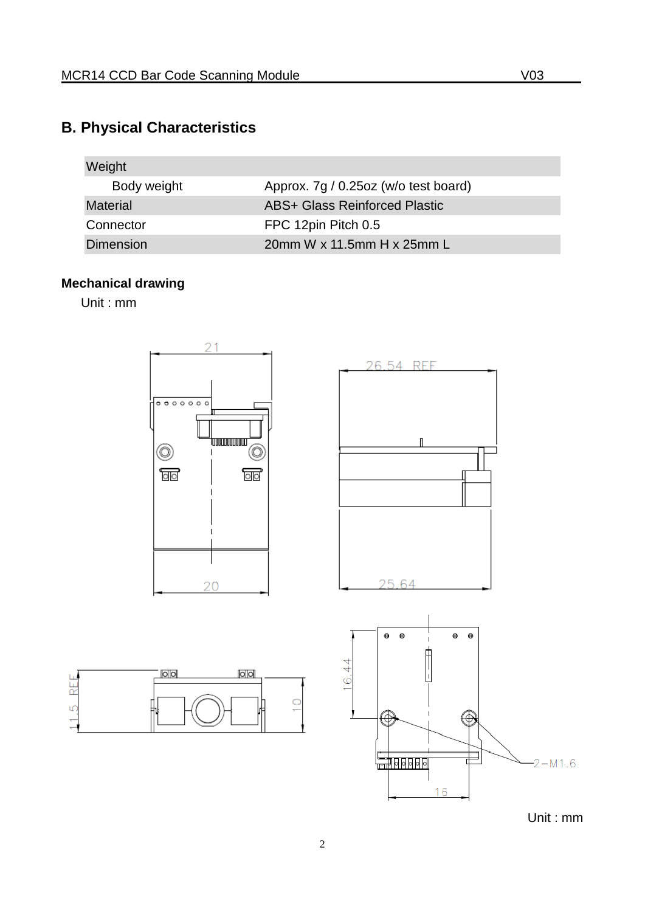## B. Physical Characteristics

| Weight | |
|---|---|
| Body weight | Approx. 7g / 0.25oz (w/o test board) |
| Material | ABS+ Glass Reinforced Plastic |
| Connector | FPC 12pin Pitch 0.5 |
| Dimension | 20mm W x 11.5mm H x 25mm L |

**Mechanical drawing**

Unit : mm

Unit : mm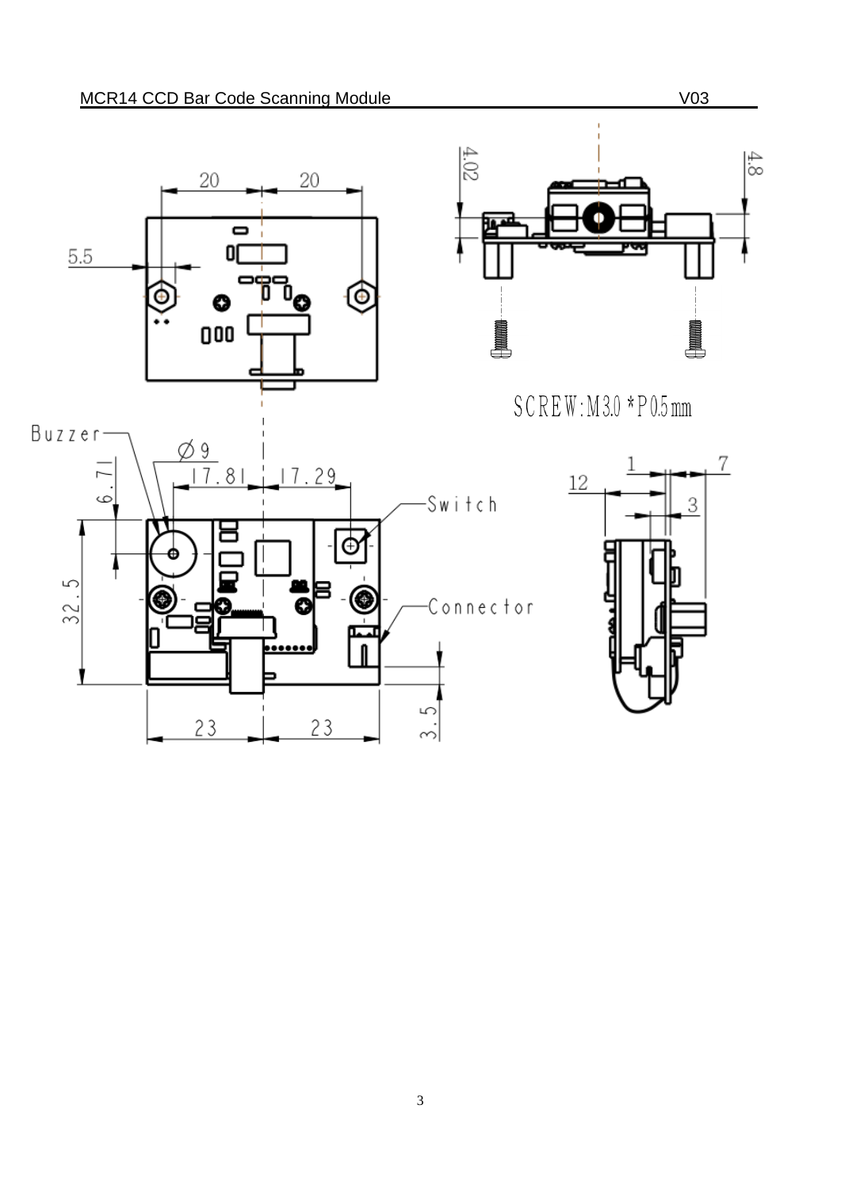SCREW:M3.0*P0.5mm

Buzzer

Switch

Connector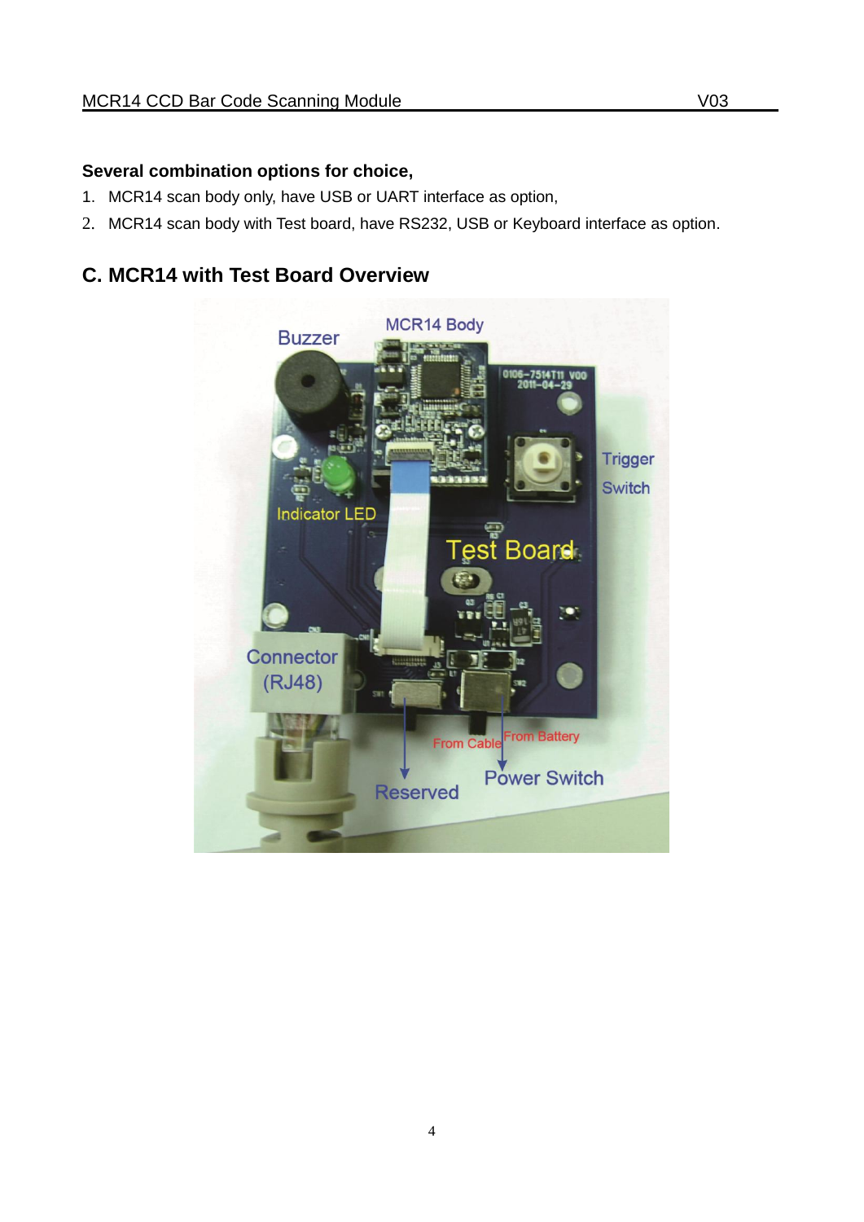**Several combination options for choice,**

1. MCR14 scan body only, have USB or UART interface as option,
2. MCR14 scan body with Test board, have RS232, USB or Keyboard interface as option.

## C. MCR14 with Test Board Overview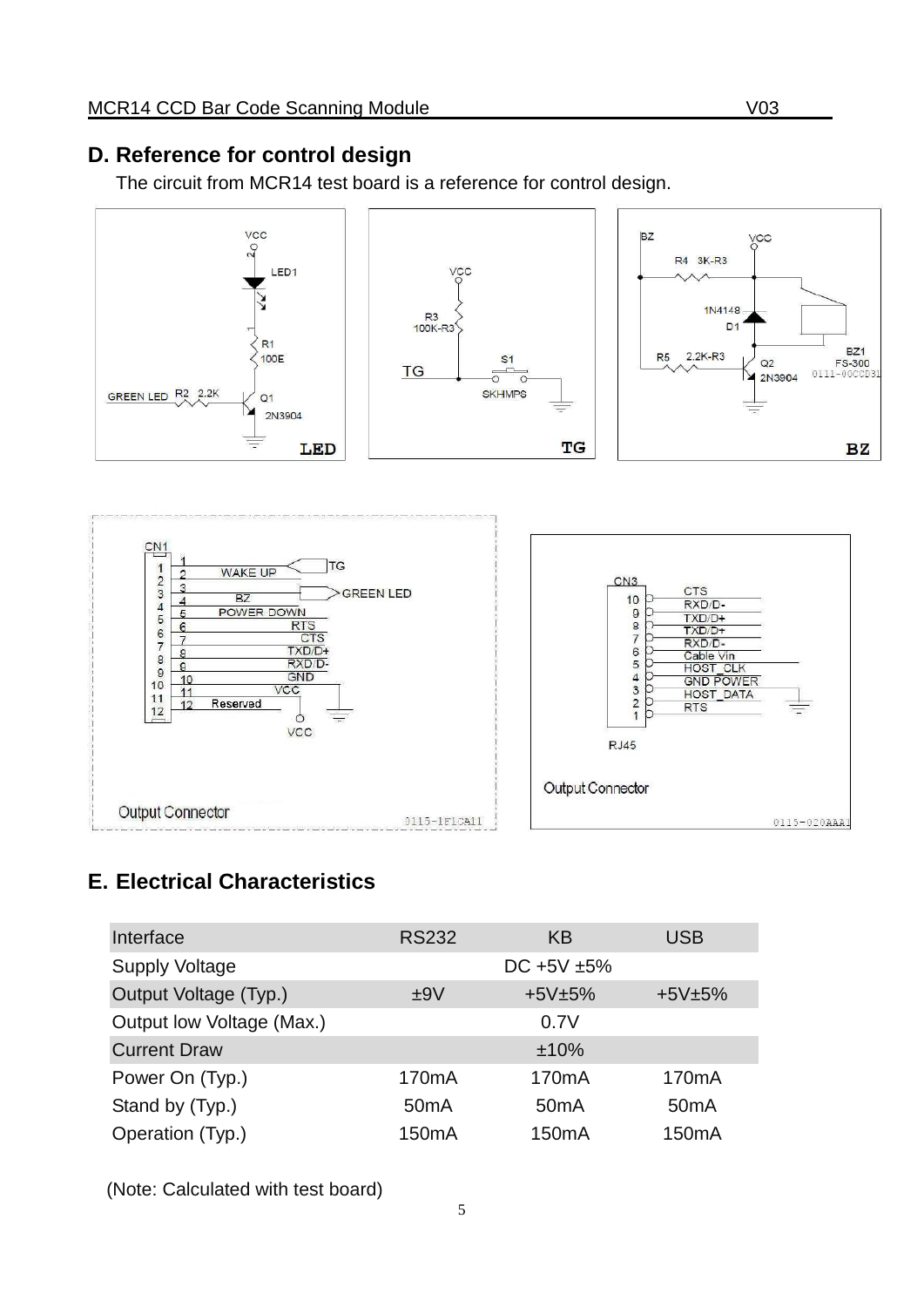## D. Reference for control design

The circuit from MCR14 test board is a reference for control design.

## E. Electrical Characteristics

| Interface | RS232 | KB | USB |
|---|---|---|---|
| Supply Voltage | | DC +5V ±5% | |
| Output Voltage (Typ.) | ±9V | +5V±5% | +5V±5% |
| Output low Voltage (Max.) | | 0.7V | |
| Current Draw | | ±10% | |
| Power On (Typ.) | 170mA | 170mA | 170mA |
| Stand by (Typ.) | 50mA | 50mA | 50mA |
| Operation (Typ.) | 150mA | 150mA | 150mA |

(Note: Calculated with test board)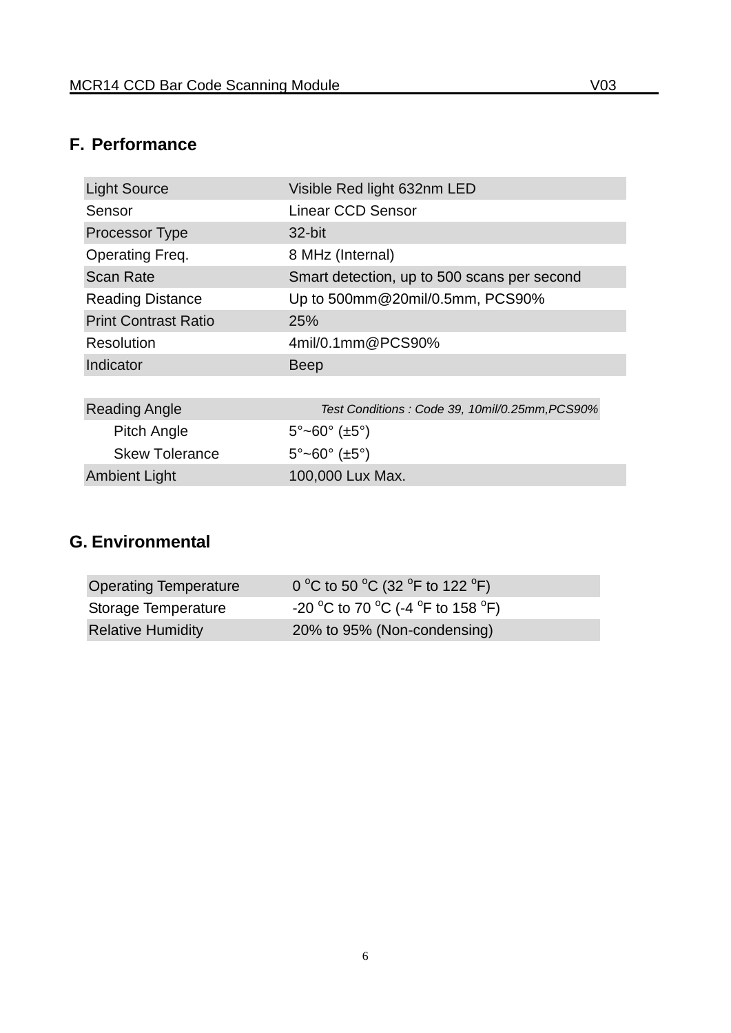## F. Performance

| | |
|---|---|
| Light Source | Visible Red light 632nm LED |
| Sensor | Linear CCD Sensor |
| Processor Type | 32-bit |
| Operating Freq. | 8 MHz (Internal) |
| Scan Rate | Smart detection, up to 500 scans per second |
| Reading Distance | Up to 500mm@20mil/0.5mm, PCS90% |
| Print Contrast Ratio | 25% |
| Resolution | 4mil/0.1mm@PCS90% |
| Indicator | Beep |

| | |
|---|---|
| Reading Angle | *Test Conditions : Code 39, 10mil/0.25mm,PCS90%* |
| Pitch Angle | 5°~60° (±5°) |
| Skew Tolerance | 5°~60° (±5°) |
| Ambient Light | 100,000 Lux Max. |

## G. Environmental

| | |
|---|---|
| Operating Temperature | 0 $^{o}$C to 50 $^{o}$C (32 $^{o}$F to 122 $^{o}$F) |
| Storage Temperature | -20 $^{o}$C to 70 $^{o}$C (-4 $^{o}$F to 158 $^{o}$F) |
| Relative Humidity | 20% to 95% (Non-condensing) |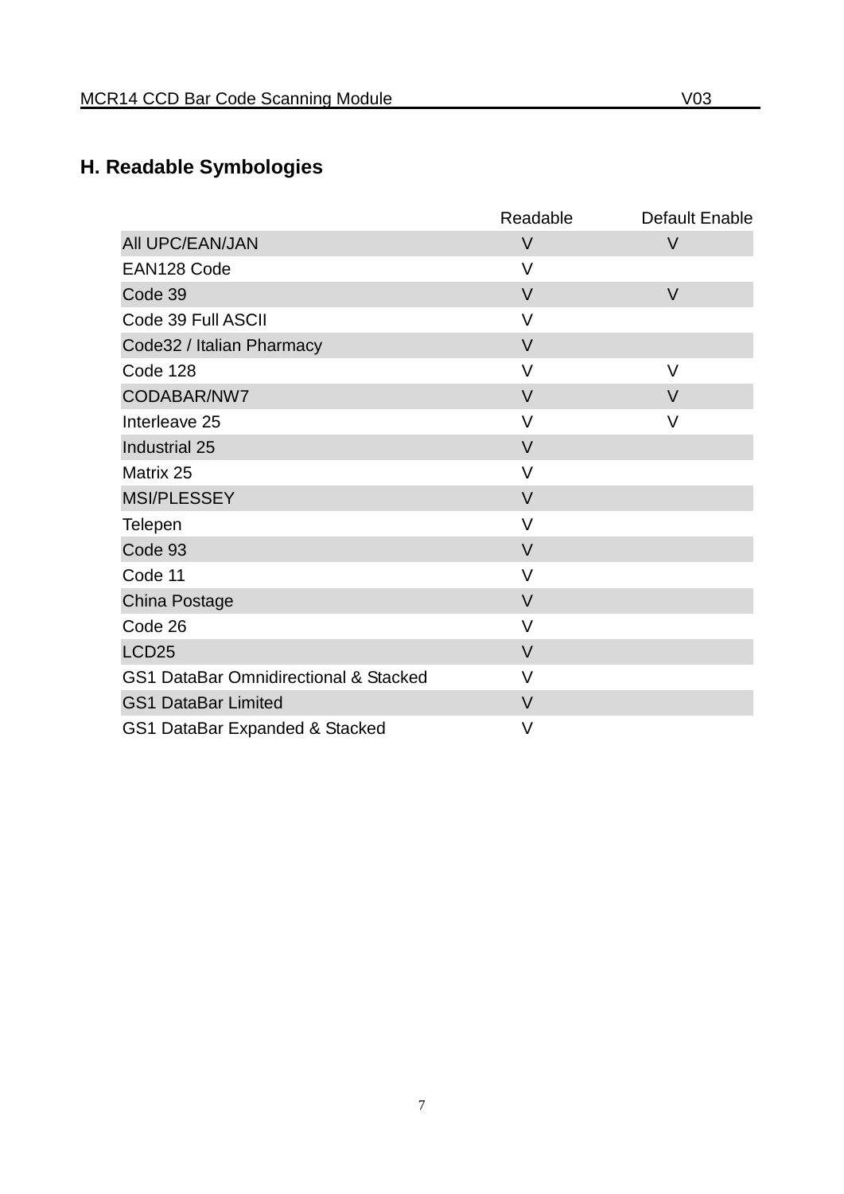## H. Readable Symbologies

| | Readable | Default Enable |
|---|---|---|
| All UPC/EAN/JAN | V | V |
| EAN128 Code | V | |
| Code 39 | V | V |
| Code 39 Full ASCII | V | |
| Code32 / Italian Pharmacy | V | |
| Code 128 | V | V |
| CODABAR/NW7 | V | V |
| Interleave 25 | V | V |
| Industrial 25 | V | |
| Matrix 25 | V | |
| MSI/PLESSEY | V | |
| Telepen | V | |
| Code 93 | V | |
| Code 11 | V | |
| China Postage | V | |
| Code 26 | V | |
| LCD25 | V | |
| GS1 DataBar Omnidirectional & Stacked | V | |
| GS1 DataBar Limited | V | |
| GS1 DataBar Expanded & Stacked | V | |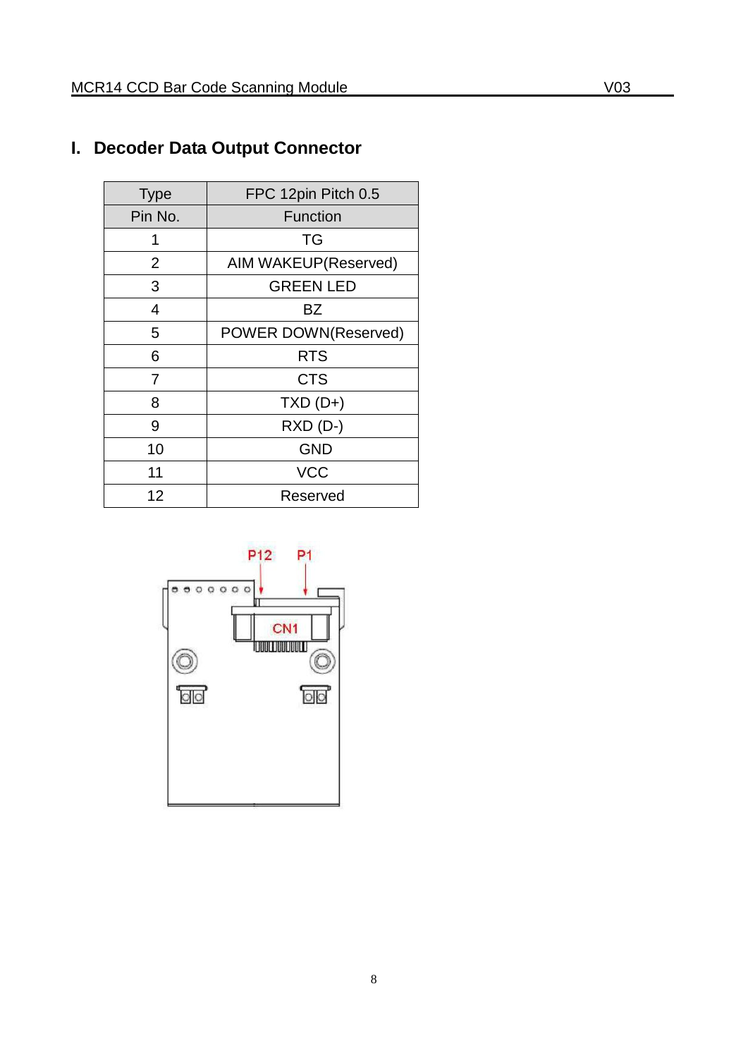# I. Decoder Data Output Connector

| Type | FPC 12pin Pitch 0.5 |
|---|---|
| Pin No. | Function |
| 1 | TG |
| 2 | AIM WAKEUP(Reserved) |
| 3 | GREEN LED |
| 4 | BZ |
| 5 | POWER DOWN(Reserved) |
| 6 | RTS |
| 7 | CTS |
| 8 | TXD (D+) |
| 9 | RXD (D-) |
| 10 | GND |
| 11 | VCC |
| 12 | Reserved |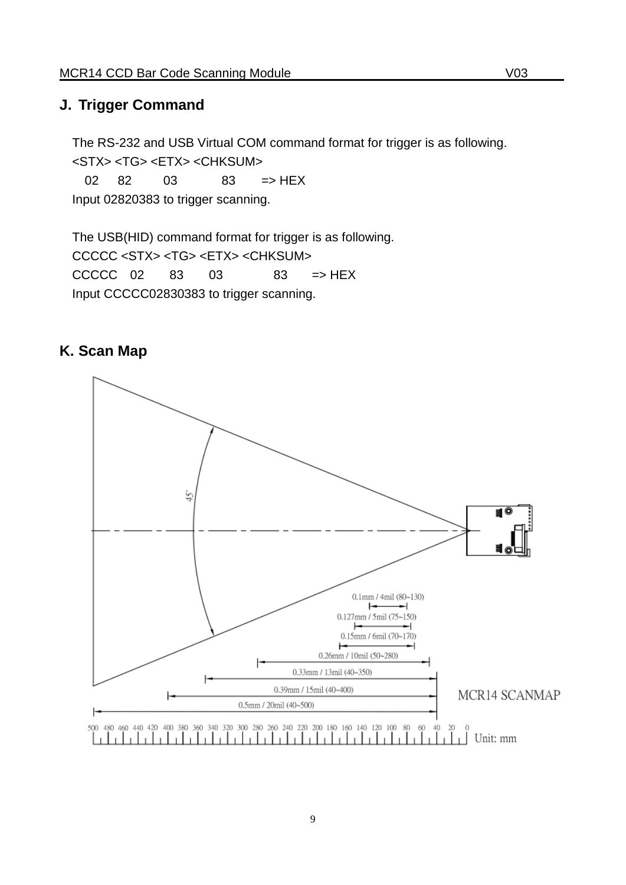## J. Trigger Command

The RS-232 and USB Virtual COM command format for trigger is as following.

<STX> <TG> <ETX> <CHKSUM>

02 82 03 83 => HEX

Input 02820383 to trigger scanning.

The USB(HID) command format for trigger is as following.

CCCCC <STX> <TG> <ETX> <CHKSUM>

CCCCC 02 83 03 83 => HEX

Input CCCCC02830383 to trigger scanning.

## K. Scan Map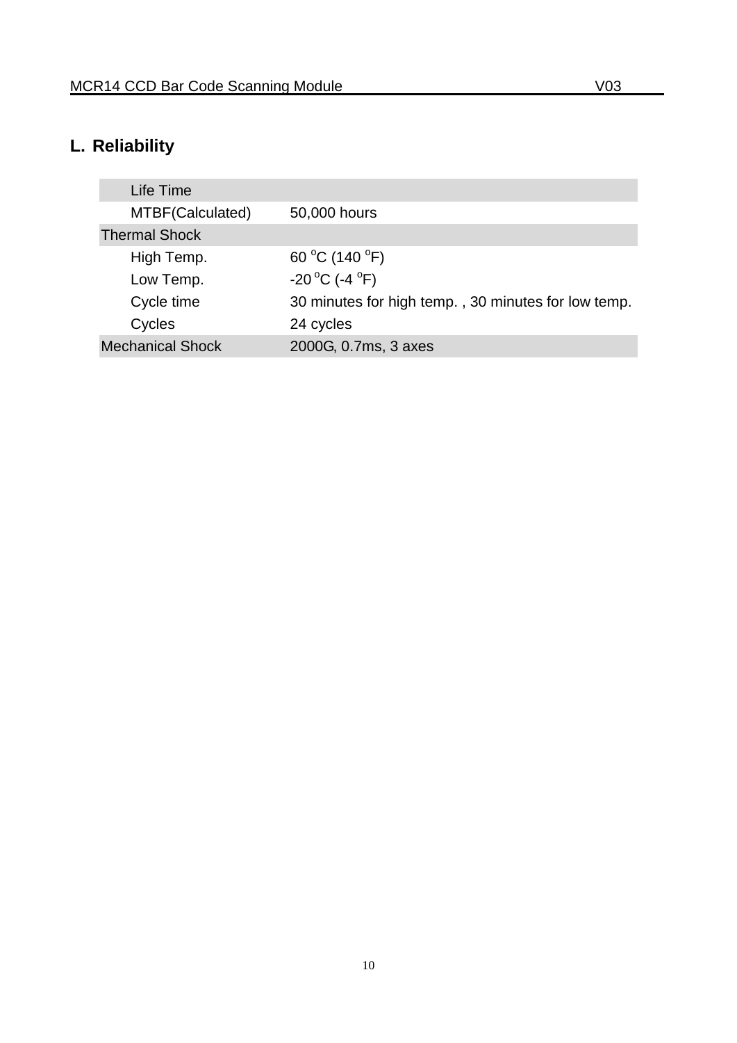## L. Reliability

| | |
|---|---|
| Life Time | |
| MTBF(Calculated) | 50,000 hours |
| Thermal Shock | |
| High Temp. | 60 $^{o}$C (140 $^{o}$F) |
| Low Temp. | -20 $^{o}$C (-4 $^{o}$F) |
| Cycle time | 30 minutes for high temp. , 30 minutes for low temp. |
| Cycles | 24 cycles |
| Mechanical Shock | 2000G, 0.7ms, 3 axes |